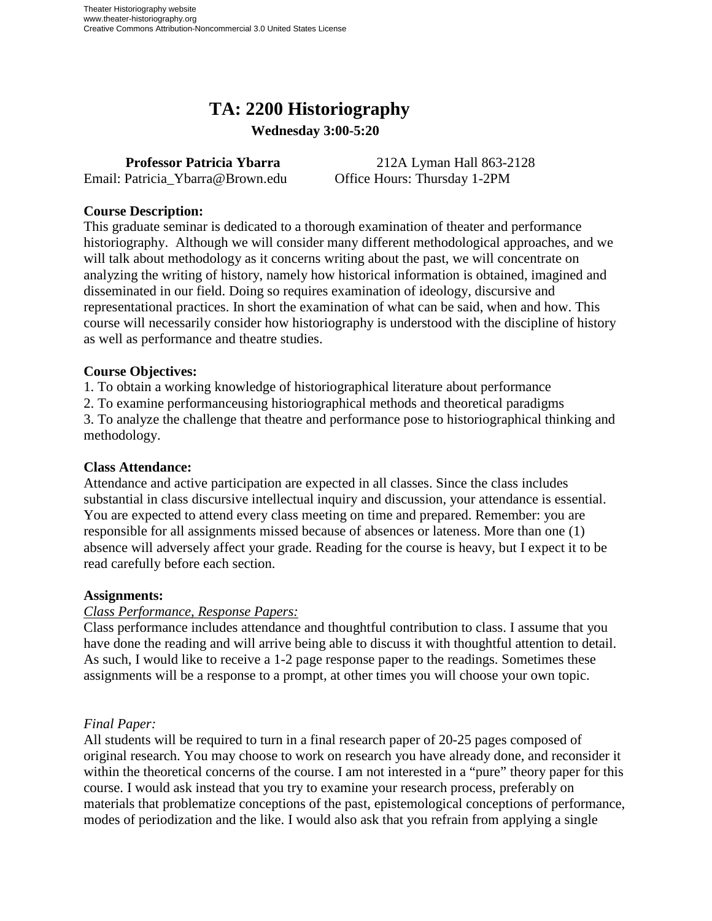# TA: 2200 Historiography

**Wednesday 3:00-5:20**

**Professor Patricia Ybarra** 212A Lyman Hall 863-2128
Email: Patricia_Ybarra@Brown.edu Office Hours: Thursday 1-2PM

**Course Description:**
This graduate seminar is dedicated to a thorough examination of theater and performance historiography. Although we will consider many different methodological approaches, and we will talk about methodology as it concerns writing about the past, we will concentrate on analyzing the writing of history, namely how historical information is obtained, imagined and disseminated in our field. Doing so requires examination of ideology, discursive and representational practices. In short the examination of what can be said, when and how. This course will necessarily consider how historiography is understood with the discipline of history as well as performance and theatre studies.

**Course Objectives:**
1. To obtain a working knowledge of historiographical literature about performance
2. To examine performanceusing historiographical methods and theoretical paradigms
3. To analyze the challenge that theatre and performance pose to historiographical thinking and methodology.

**Class Attendance:**
Attendance and active participation are expected in all classes. Since the class includes substantial in class discursive intellectual inquiry and discussion, your attendance is essential. You are expected to attend every class meeting on time and prepared. Remember: you are responsible for all assignments missed because of absences or lateness. More than one (1) absence will adversely affect your grade. Reading for the course is heavy, but I expect it to be read carefully before each section.

**Assignments:**

*Class Performance, Response Papers:*
Class performance includes attendance and thoughtful contribution to class. I assume that you have done the reading and will arrive being able to discuss it with thoughtful attention to detail. As such, I would like to receive a 1-2 page response paper to the readings. Sometimes these assignments will be a response to a prompt, at other times you will choose your own topic.

*Final Paper:*
All students will be required to turn in a final research paper of 20-25 pages composed of original research. You may choose to work on research you have already done, and reconsider it within the theoretical concerns of the course. I am not interested in a "pure" theory paper for this course. I would ask instead that you try to examine your research process, preferably on materials that problematize conceptions of the past, epistemological conceptions of performance, modes of periodization and the like. I would also ask that you refrain from applying a single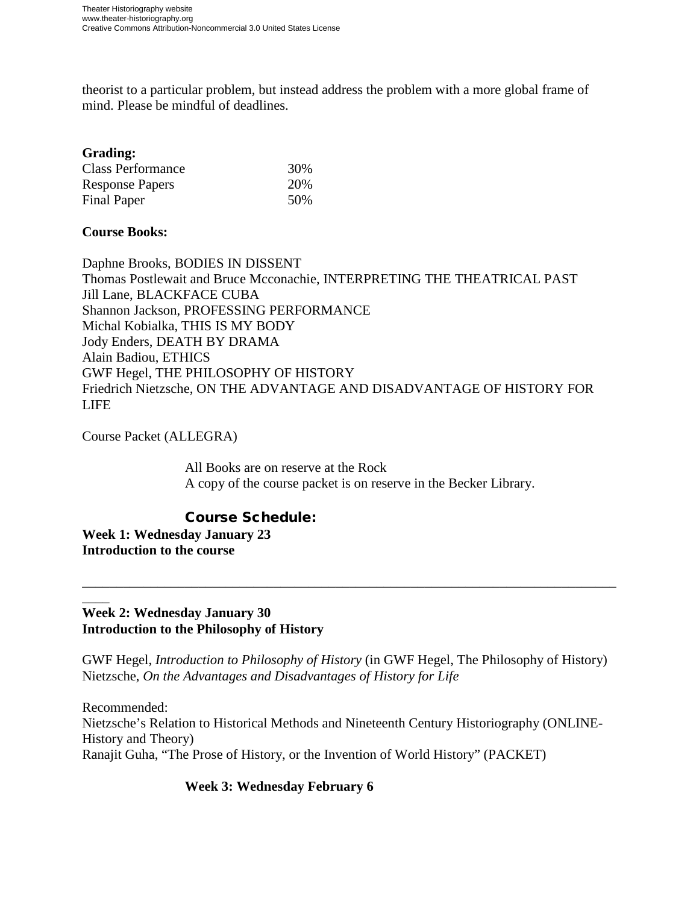theorist to a particular problem, but instead address the problem with a more global frame of mind. Please be mindful of deadlines.

**Grading:**

| Class Performance | 30% |
|---|---|
| Response Papers | 20% |
| Final Paper | 50% |

**Course Books:**

Daphne Brooks, BODIES IN DISSENT
Thomas Postlewait and Bruce Mcconachie, INTERPRETING THE THEATRICAL PAST
Jill Lane, BLACKFACE CUBA
Shannon Jackson, PROFESSING PERFORMANCE
Michal Kobialka, THIS IS MY BODY
Jody Enders, DEATH BY DRAMA
Alain Badiou, ETHICS
GWF Hegel, THE PHILOSOPHY OF HISTORY
Friedrich Nietzsche, ON THE ADVANTAGE AND DISADVANTAGE OF HISTORY FOR LIFE

Course Packet (ALLEGRA)

All Books are on reserve at the Rock
A copy of the course packet is on reserve in the Becker Library.

## Course Schedule:

**Week 1: Wednesday January 23**
**Introduction to the course**

---

**Week 2: Wednesday January 30**
**Introduction to the Philosophy of History**

GWF Hegel, *Introduction to Philosophy of History* (in GWF Hegel, The Philosophy of History)
Nietzsche, *On the Advantages and Disadvantages of History for Life*

Recommended:
Nietzsche's Relation to Historical Methods and Nineteenth Century Historiography (ONLINE-History and Theory)
Ranajit Guha, "The Prose of History, or the Invention of World History" (PACKET)

**Week 3: Wednesday February 6**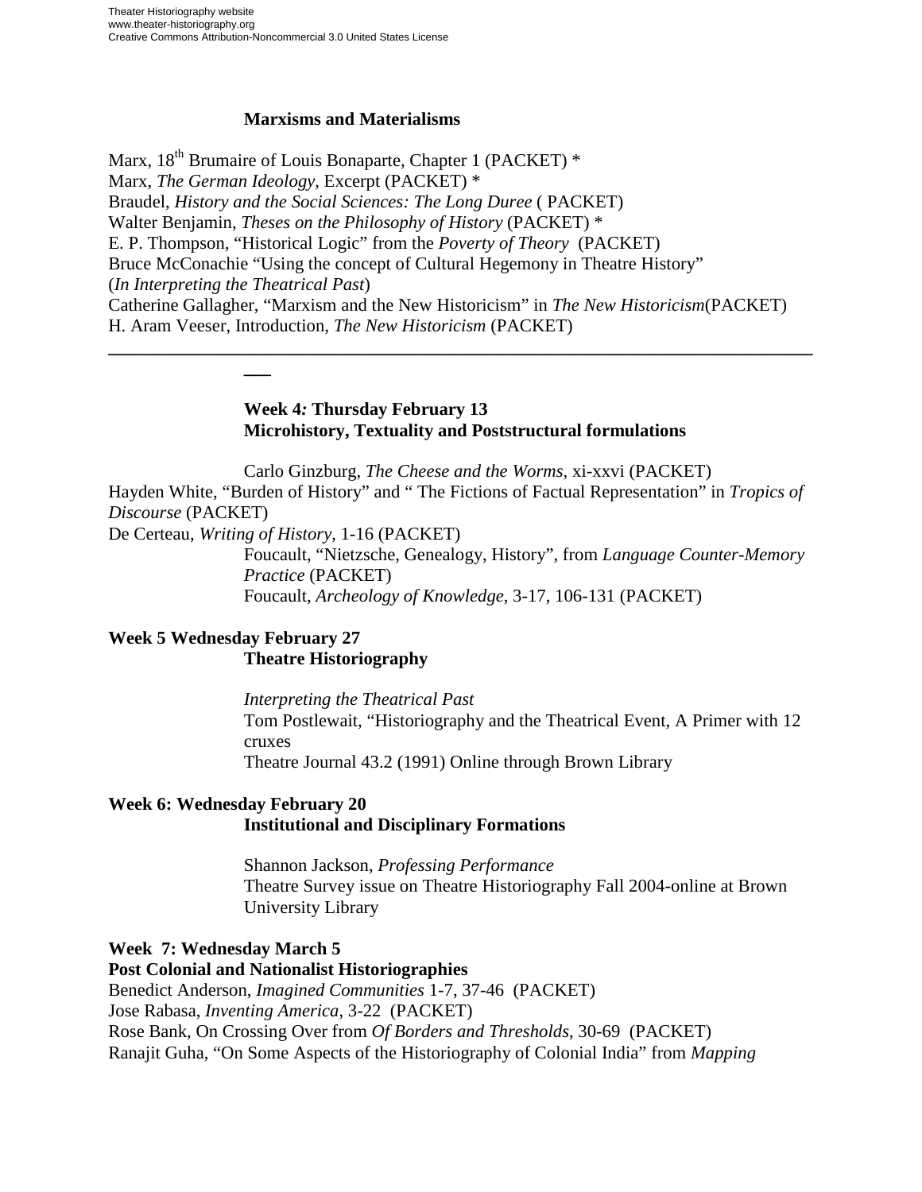**Marxisms and Materialisms**

Marx, 18th Brumaire of Louis Bonaparte, Chapter 1 (PACKET) *
Marx, *The German Ideology*, Excerpt (PACKET) *
Braudel, *History and the Social Sciences: The Long Duree* ( PACKET)
Walter Benjamin, *Theses on the Philosophy of History* (PACKET) *
E. P. Thompson, "Historical Logic" from the *Poverty of Theory* (PACKET)
Bruce McConachie "Using the concept of Cultural Hegemony in Theatre History" (*In Interpreting the Theatrical Past*)
Catherine Gallagher, "Marxism and the New Historicism" in *The New Historicism*(PACKET)
H. Aram Veeser, Introduction, *The New Historicism* (PACKET)

---

**Week 4: Thursday February 13**
**Microhistory, Textuality and Poststructural formulations**

Carlo Ginzburg, *The Cheese and the Worms*, xi-xxvi (PACKET)
Hayden White, "Burden of History" and " The Fictions of Factual Representation" in *Tropics of Discourse* (PACKET)
De Certeau, *Writing of History*, 1-16 (PACKET)
Foucault, "Nietzsche, Genealogy, History", from *Language Counter-Memory Practice* (PACKET)
Foucault, *Archeology of Knowledge*, 3-17, 106-131 (PACKET)

**Week 5 Wednesday February 27**
**Theatre Historiography**

*Interpreting the Theatrical Past*
Tom Postlewait, "Historiography and the Theatrical Event, A Primer with 12 cruxes
Theatre Journal 43.2 (1991) Online through Brown Library

**Week 6: Wednesday February 20**
**Institutional and Disciplinary Formations**

Shannon Jackson, *Professing Performance*
Theatre Survey issue on Theatre Historiography Fall 2004-online at Brown University Library

**Week 7: Wednesday March 5**
**Post Colonial and Nationalist Historiographies**

Benedict Anderson, *Imagined Communities* 1-7, 37-46 (PACKET)
Jose Rabasa, *Inventing America*, 3-22 (PACKET)
Rose Bank, On Crossing Over from *Of Borders and Thresholds*, 30-69 (PACKET)
Ranajit Guha, "On Some Aspects of the Historiography of Colonial India" from *Mapping*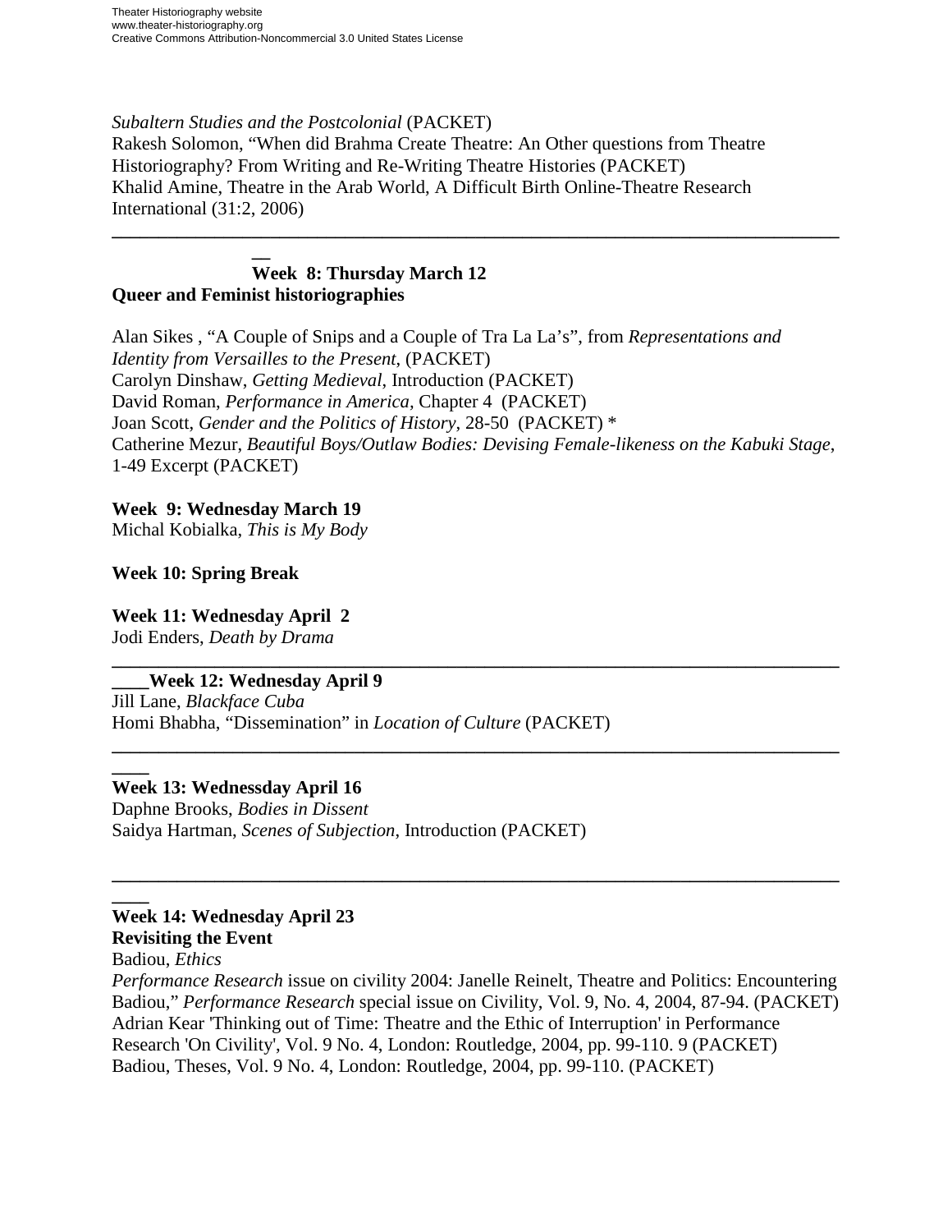*Subaltern Studies and the Postcolonial* (PACKET)
Rakesh Solomon, "When did Brahma Create Theatre: An Other questions from Theatre Historiography? From Writing and Re-Writing Theatre Histories (PACKET)
Khalid Amine, Theatre in the Arab World, A Difficult Birth Online-Theatre Research International (31:2, 2006)

---

**Week 8: Thursday March 12**
**Queer and Feminist historiographies**

Alan Sikes , "A Couple of Snips and a Couple of Tra La La's", from *Representations and Identity from Versailles to the Present*, (PACKET)
Carolyn Dinshaw, *Getting Medieval*, Introduction (PACKET)
David Roman, *Performance in America,* Chapter 4 (PACKET)
Joan Scott, *Gender and the Politics of History*, 28-50 (PACKET) *
Catherine Mezur, *Beautiful Boys/Outlaw Bodies: Devising Female-likeness on the Kabuki Stage*, 1-49 Excerpt (PACKET)

**Week 9: Wednesday March 19**
Michal Kobialka, *This is My Body*

**Week 10: Spring Break**

**Week 11: Wednesday April 2**
Jodi Enders, *Death by Drama*

---

**Week 12: Wednesday April 9**
Jill Lane, *Blackface Cuba*
Homi Bhabha, "Dissemination" in *Location of Culture* (PACKET)

---

**Week 13: Wednessday April 16**
Daphne Brooks, *Bodies in Dissent*
Saidya Hartman, *Scenes of Subjection*, Introduction (PACKET)

---

**Week 14: Wednesday April 23**
**Revisiting the Event**
Badiou, *Ethics*
*Performance Research* issue on civility 2004: Janelle Reinelt, Theatre and Politics: Encountering Badiou," *Performance Research* special issue on Civility, Vol. 9, No. 4, 2004, 87-94. (PACKET)
Adrian Kear 'Thinking out of Time: Theatre and the Ethic of Interruption' in Performance Research 'On Civility', Vol. 9 No. 4, London: Routledge, 2004, pp. 99-110. 9 (PACKET)
Badiou, Theses, Vol. 9 No. 4, London: Routledge, 2004, pp. 99-110. (PACKET)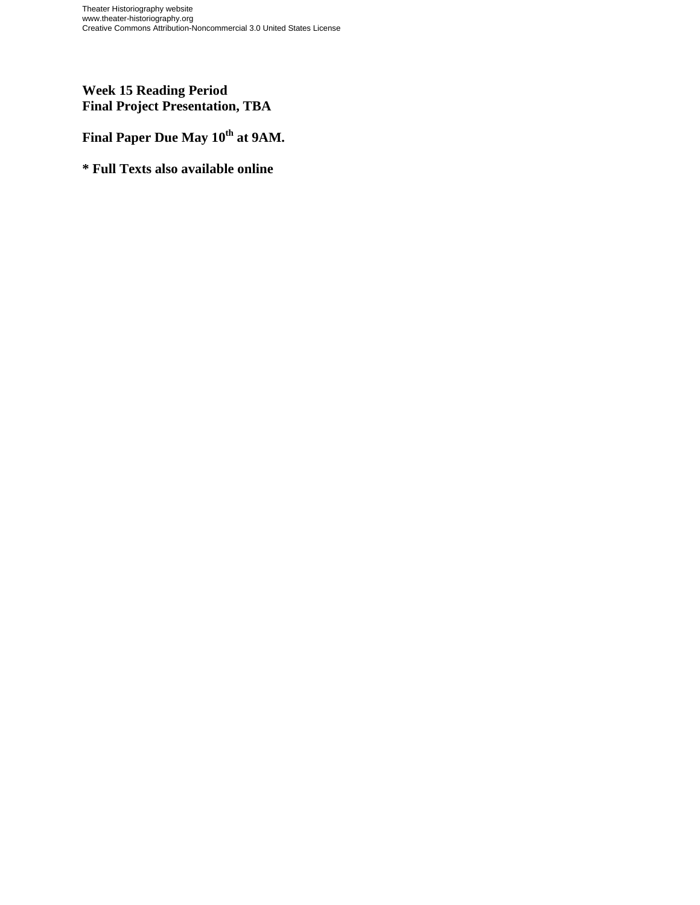**Week 15 Reading Period**
**Final Project Presentation, TBA**

**Final Paper Due May 10th at 9AM.**

**\* Full Texts also available online**